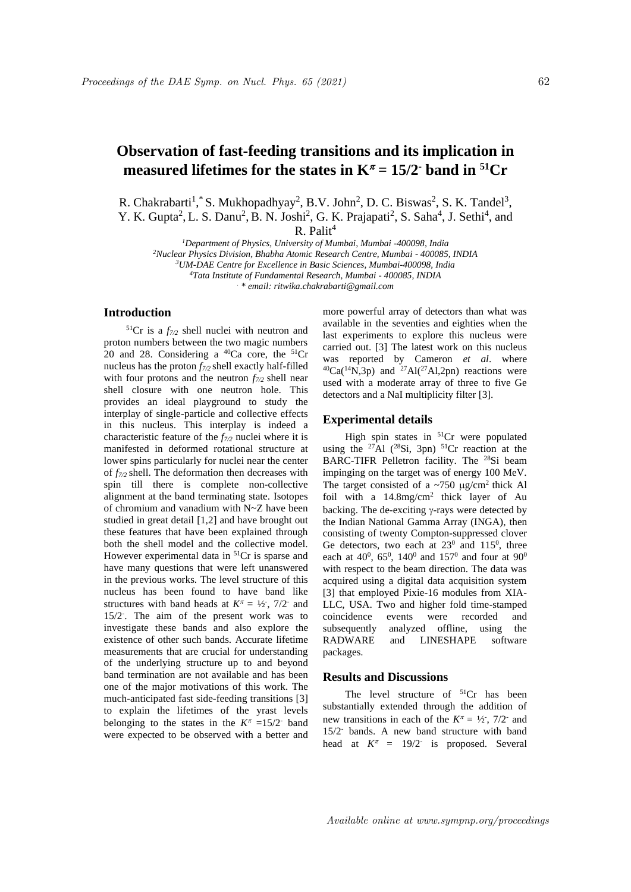# Observation of fast-feeding transitions and its implication in measured lifetimes for the states in $K^{\pi} = 15/2^{-}$ band in $^{51}Cr$

R. Chakrabarti[1,*] S. Mukhopadhyay[2], B.V. John[2], D. C. Biswas[2], S. K. Tandel[3], Y. K. Gupta[2], L. S. Danu[2], B. N. Joshi[2], G. K. Prajapati[2], S. Saha[4], J. Sethi[4], and R. Palit[4]

[1]*Department of Physics, University of Mumbai, Mumbai -400098, India*
[2]*Nuclear Physics Division, Bhabha Atomic Research Centre, Mumbai - 400085, INDIA*
[3]*UM-DAE Centre for Excellence in Basic Sciences, Mumbai-400098, India*
[4]*Tata Institute of Fundamental Research, Mumbai - 400085, INDIA*
*. * email: ritwika.chakrabarti@gmail.com*

## Introduction

$^{51}Cr$ is a $f_{7/2}$ shell nuclei with neutron and proton numbers between the two magic numbers 20 and 28. Considering a $^{40}Ca$ core, the $^{51}Cr$ nucleus has the proton $f_{7/2}$ shell exactly half-filled with four protons and the neutron $f_{7/2}$ shell near shell closure with one neutron hole. This provides an ideal playground to study the interplay of single-particle and collective effects in this nucleus. This interplay is indeed a characteristic feature of the $f_{7/2}$ nuclei where it is manifested in deformed rotational structure at lower spins particularly for nuclei near the center of $f_{7/2}$ shell. The deformation then decreases with spin till there is complete non-collective alignment at the band terminating state. Isotopes of chromium and vanadium with N~Z have been studied in great detail [1,2] and have brought out these features that have been explained through both the shell model and the collective model. However experimental data in $^{51}Cr$ is sparse and have many questions that were left unanswered in the previous works. The level structure of this nucleus has been found to have band like structures with band heads at $K^{\pi} = ½^{-}$, $7/2^{-}$ and $15/2^{-}$. The aim of the present work was to investigate these bands and also explore the existence of other such bands. Accurate lifetime measurements that are crucial for understanding of the underlying structure up to and beyond band termination are not available and has been one of the major motivations of this work. The much-anticipated fast side-feeding transitions [3] to explain the lifetimes of the yrast levels belonging to the states in the $K^{\pi} = 15/2^{-}$ band were expected to be observed with a better and more powerful array of detectors than what was available in the seventies and eighties when the last experiments to explore this nucleus were carried out. [3] The latest work on this nucleus was reported by Cameron *et al*. where $^{40}Ca(^{14}N,3p)$ and $^{27}Al(^{27}Al,2pn)$ reactions were used with a moderate array of three to five Ge detectors and a NaI multiplicity filter [3].

## Experimental details

High spin states in $^{51}Cr$ were populated using the $^{27}Al$ ($^{28}Si$, 3pn) $^{51}Cr$ reaction at the BARC-TIFR Pelletron facility. The $^{28}Si$ beam impinging on the target was of energy 100 MeV. The target consisted of a ~750 $\mu g/cm^2$ thick Al foil with a 14.8mg/cm$^2$ thick layer of Au backing. The de-exciting $\gamma$-rays were detected by the Indian National Gamma Array (INGA), then consisting of twenty Compton-suppressed clover Ge detectors, two each at $23^0$ and $115^0$, three each at $40^0$, $65^0$, $140^0$ and $157^0$ and four at $90^0$ with respect to the beam direction. The data was acquired using a digital data acquisition system [3] that employed Pixie-16 modules from XIA-LLC, USA. Two and higher fold time-stamped coincidence events were recorded and subsequently analyzed offline, using the RADWARE and LINESHAPE software packages.

## Results and Discussions

The level structure of $^{51}Cr$ has been substantially extended through the addition of new transitions in each of the $K^{\pi} = ½^{-}$, $7/2^{-}$ and $15/2^{-}$ bands. A new band structure with band head at $K^{\pi} = 19/2^{-}$ is proposed. Several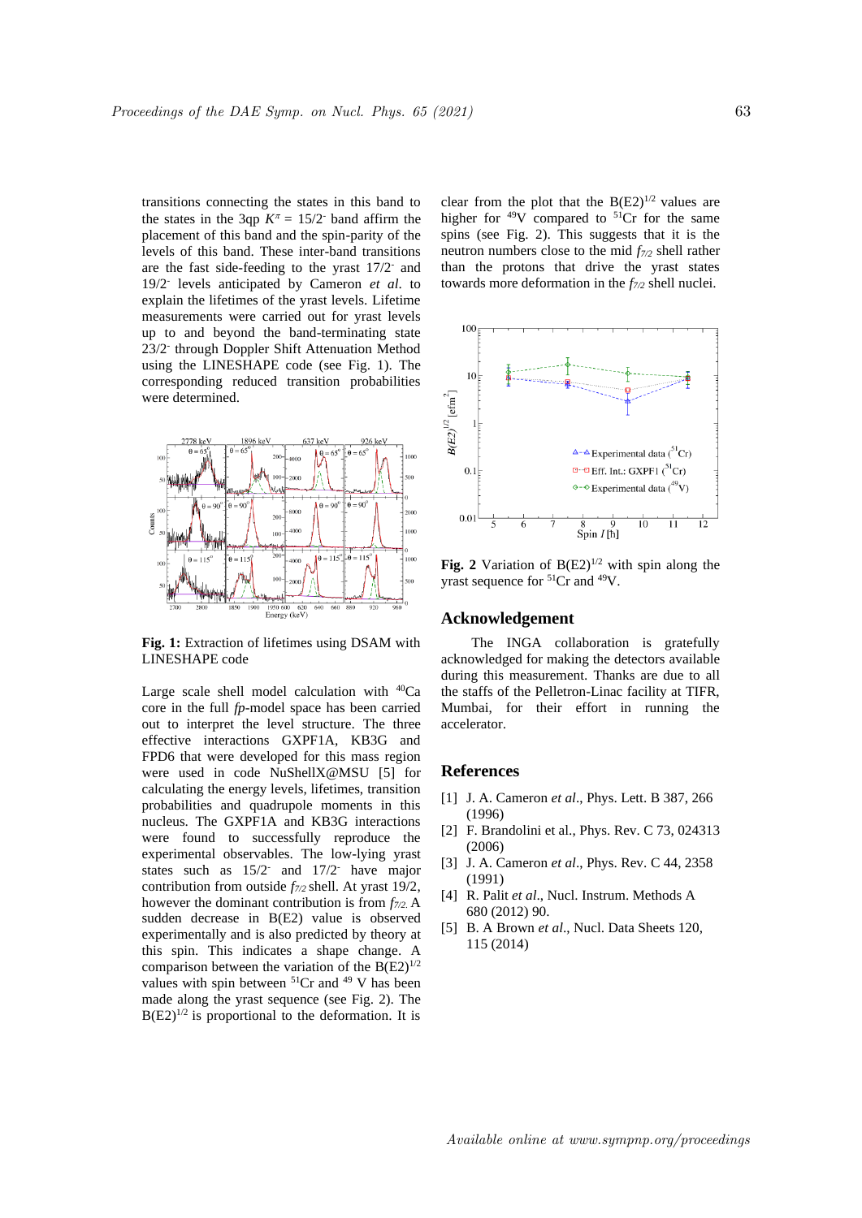transitions connecting the states in this band to the states in the 3qp $K^\pi = 15/2^-$ band affirm the placement of this band and the spin-parity of the levels of this band. These inter-band transitions are the fast side-feeding to the yrast $17/2^-$ and $19/2^-$ levels anticipated by Cameron *et al.* to explain the lifetimes of the yrast levels. Lifetime measurements were carried out for yrast levels up to and beyond the band-terminating state $23/2^-$ through Doppler Shift Attenuation Method using the LINESHAPE code (see Fig. 1). The corresponding reduced transition probabilities were determined.

2778 keV
1896 keV
637 keV
926 keV
θ = 65°
θ = 90°
θ = 115°
Counts
Energy (keV)

**Fig. 1:** Extraction of lifetimes using DSAM with LINESHAPE code

Large scale shell model calculation with $^{40}$Ca core in the full *fp*-model space has been carried out to interpret the level structure. The three effective interactions GXPF1A, KB3G and FPD6 that were developed for this mass region were used in code NuShellX@MSU [5] for calculating the energy levels, lifetimes, transition probabilities and quadrupole moments in this nucleus. The GXPF1A and KB3G interactions were found to successfully reproduce the experimental observables. The low-lying yrast states such as $15/2^-$ and $17/2^-$ have major contribution from outside $f_{7/2}$ shell. At yrast 19/2, however the dominant contribution is from $f_{7/2}$. A sudden decrease in B(E2) value is observed experimentally and is also predicted by theory at this spin. This indicates a shape change. A comparison between the variation of the $B(E2)^{1/2}$ values with spin between $^{51}$Cr and $^{49}$ V has been made along the yrast sequence (see Fig. 2). The $B(E2)^{1/2}$ is proportional to the deformation. It is clear from the plot that the $B(E2)^{1/2}$ values are higher for $^{49}$V compared to $^{51}$Cr for the same spins (see Fig. 2). This suggests that it is the neutron numbers close to the mid $f_{7/2}$ shell rather than the protons that drive the yrast states towards more deformation in the $f_{7/2}$ shell nuclei.

$B(E2)^{1/2}$ [efm$^2$]
Spin $I$ [ħ]
Experimental data ($^{51}$Cr)
Eff. Int.: GXPF1 ($^{51}$Cr)
Experimental data ($^{49}$V)

**Fig. 2** Variation of $B(E2)^{1/2}$ with spin along the yrast sequence for $^{51}$Cr and $^{49}$V.

## Acknowledgement

The INGA collaboration is gratefully acknowledged for making the detectors available during this measurement. Thanks are due to all the staffs of the Pelletron-Linac facility at TIFR, Mumbai, for their effort in running the accelerator.

## References

[1] J. A. Cameron *et al*., Phys. Lett. B 387, 266 (1996)

[2] F. Brandolini et al., Phys. Rev. C 73, 024313 (2006)

[3] J. A. Cameron *et al*., Phys. Rev. C 44, 2358 (1991)

[4] R. Palit *et al*., Nucl. Instrum. Methods A 680 (2012) 90.

[5] B. A Brown *et al*., Nucl. Data Sheets 120, 115 (2014)